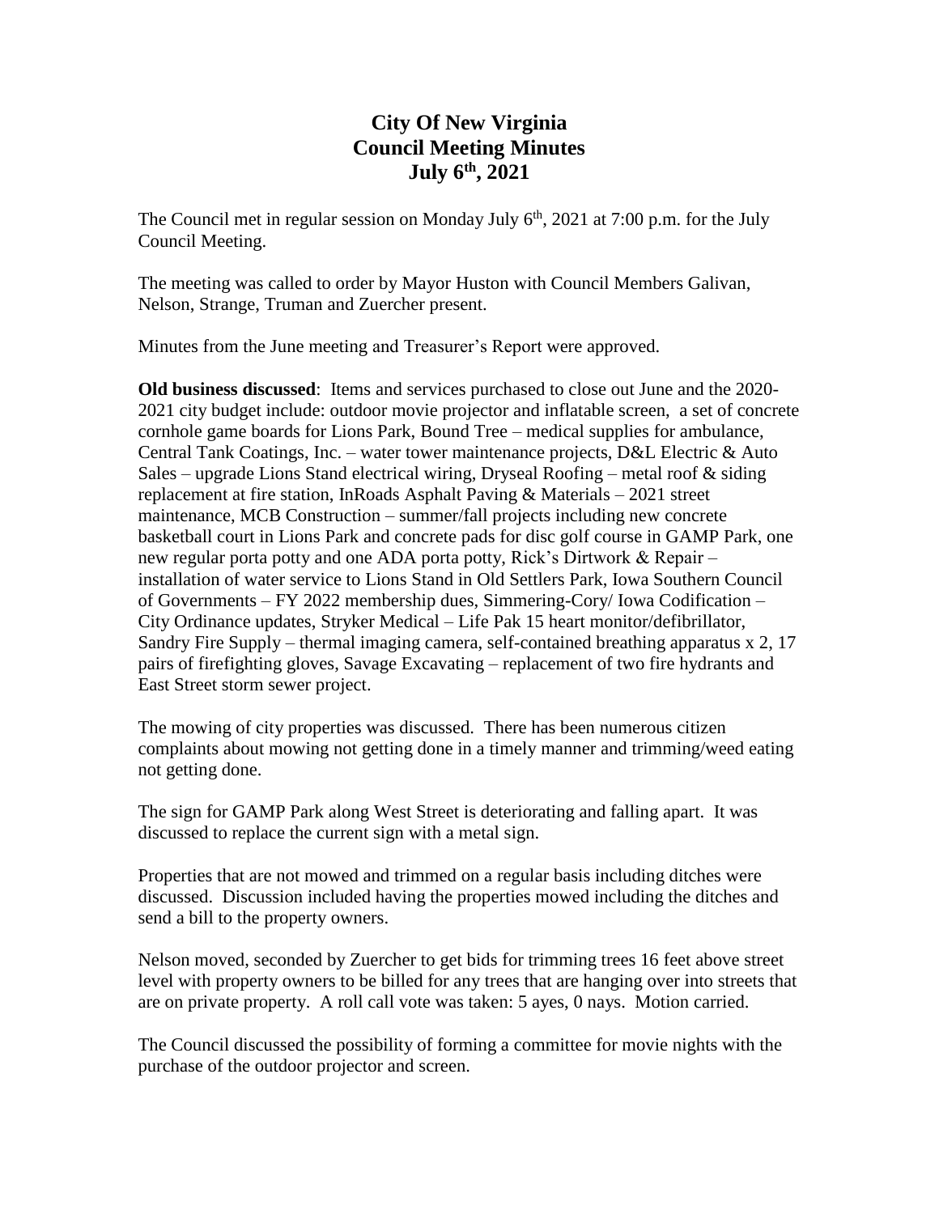# City Of New Virginia
# Council Meeting Minutes
# July 6th, 2021

The Council met in regular session on Monday July 6th, 2021 at 7:00 p.m. for the July Council Meeting.

The meeting was called to order by Mayor Huston with Council Members Galivan, Nelson, Strange, Truman and Zuercher present.

Minutes from the June meeting and Treasurer's Report were approved.

**Old business discussed**: Items and services purchased to close out June and the 2020-2021 city budget include: outdoor movie projector and inflatable screen, a set of concrete cornhole game boards for Lions Park, Bound Tree – medical supplies for ambulance, Central Tank Coatings, Inc. – water tower maintenance projects, D&L Electric & Auto Sales – upgrade Lions Stand electrical wiring, Dryseal Roofing – metal roof & siding replacement at fire station, InRoads Asphalt Paving & Materials – 2021 street maintenance, MCB Construction – summer/fall projects including new concrete basketball court in Lions Park and concrete pads for disc golf course in GAMP Park, one new regular porta potty and one ADA porta potty, Rick's Dirtwork & Repair – installation of water service to Lions Stand in Old Settlers Park, Iowa Southern Council of Governments – FY 2022 membership dues, Simmering-Cory/ Iowa Codification – City Ordinance updates, Stryker Medical – Life Pak 15 heart monitor/defibrillator, Sandry Fire Supply – thermal imaging camera, self-contained breathing apparatus x 2, 17 pairs of firefighting gloves, Savage Excavating – replacement of two fire hydrants and East Street storm sewer project.

The mowing of city properties was discussed. There has been numerous citizen complaints about mowing not getting done in a timely manner and trimming/weed eating not getting done.

The sign for GAMP Park along West Street is deteriorating and falling apart. It was discussed to replace the current sign with a metal sign.

Properties that are not mowed and trimmed on a regular basis including ditches were discussed. Discussion included having the properties mowed including the ditches and send a bill to the property owners.

Nelson moved, seconded by Zuercher to get bids for trimming trees 16 feet above street level with property owners to be billed for any trees that are hanging over into streets that are on private property. A roll call vote was taken: 5 ayes, 0 nays. Motion carried.

The Council discussed the possibility of forming a committee for movie nights with the purchase of the outdoor projector and screen.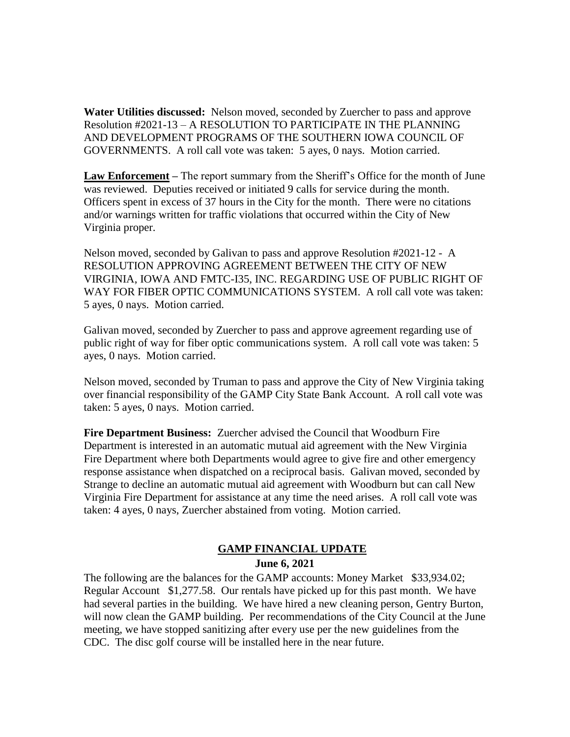**Water Utilities discussed:** Nelson moved, seconded by Zuercher to pass and approve Resolution #2021-13 – A RESOLUTION TO PARTICIPATE IN THE PLANNING AND DEVELOPMENT PROGRAMS OF THE SOUTHERN IOWA COUNCIL OF GOVERNMENTS. A roll call vote was taken: 5 ayes, 0 nays. Motion carried.

**Law Enforcement** – The report summary from the Sheriff's Office for the month of June was reviewed. Deputies received or initiated 9 calls for service during the month. Officers spent in excess of 37 hours in the City for the month. There were no citations and/or warnings written for traffic violations that occurred within the City of New Virginia proper.

Nelson moved, seconded by Galivan to pass and approve Resolution #2021-12 - A RESOLUTION APPROVING AGREEMENT BETWEEN THE CITY OF NEW VIRGINIA, IOWA AND FMTC-I35, INC. REGARDING USE OF PUBLIC RIGHT OF WAY FOR FIBER OPTIC COMMUNICATIONS SYSTEM. A roll call vote was taken: 5 ayes, 0 nays. Motion carried.

Galivan moved, seconded by Zuercher to pass and approve agreement regarding use of public right of way for fiber optic communications system. A roll call vote was taken: 5 ayes, 0 nays. Motion carried.

Nelson moved, seconded by Truman to pass and approve the City of New Virginia taking over financial responsibility of the GAMP City State Bank Account. A roll call vote was taken: 5 ayes, 0 nays. Motion carried.

**Fire Department Business:** Zuercher advised the Council that Woodburn Fire Department is interested in an automatic mutual aid agreement with the New Virginia Fire Department where both Departments would agree to give fire and other emergency response assistance when dispatched on a reciprocal basis. Galivan moved, seconded by Strange to decline an automatic mutual aid agreement with Woodburn but can call New Virginia Fire Department for assistance at any time the need arises. A roll call vote was taken: 4 ayes, 0 nays, Zuercher abstained from voting. Motion carried.

## GAMP FINANCIAL UPDATE

**June 6, 2021**

The following are the balances for the GAMP accounts: Money Market $33,934.02; Regular Account $1,277.58. Our rentals have picked up for this past month. We have had several parties in the building. We have hired a new cleaning person, Gentry Burton, will now clean the GAMP building. Per recommendations of the City Council at the June meeting, we have stopped sanitizing after every use per the new guidelines from the CDC. The disc golf course will be installed here in the near future.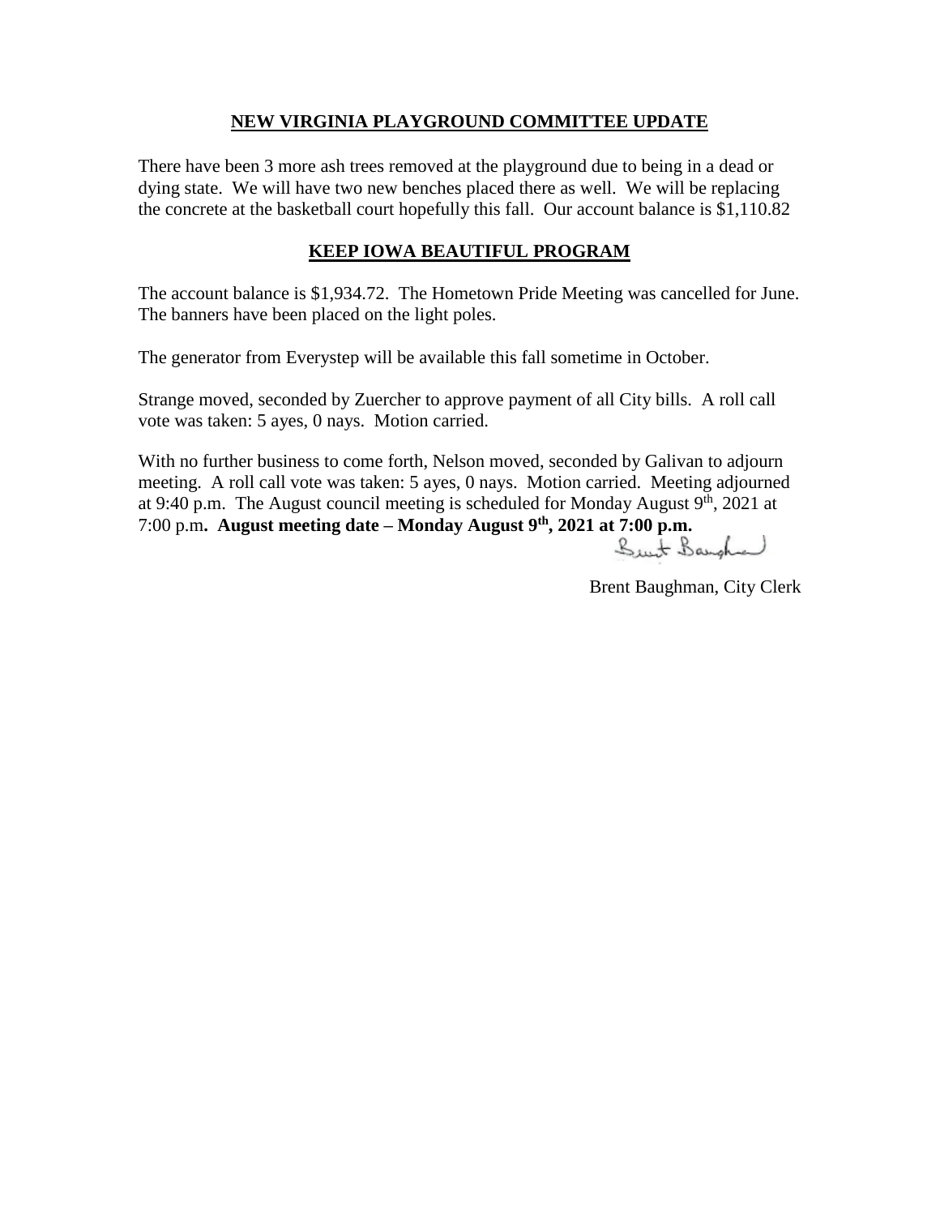**NEW VIRGINIA PLAYGROUND COMMITTEE UPDATE**

There have been 3 more ash trees removed at the playground due to being in a dead or dying state. We will have two new benches placed there as well. We will be replacing the concrete at the basketball court hopefully this fall. Our account balance is $1,110.82

**KEEP IOWA BEAUTIFUL PROGRAM**

The account balance is $1,934.72. The Hometown Pride Meeting was cancelled for June. The banners have been placed on the light poles.

The generator from Everystep will be available this fall sometime in October.

Strange moved, seconded by Zuercher to approve payment of all City bills. A roll call vote was taken: 5 ayes, 0 nays. Motion carried.

With no further business to come forth, Nelson moved, seconded by Galivan to adjourn meeting. A roll call vote was taken: 5 ayes, 0 nays. Motion carried. Meeting adjourned at 9:40 p.m. The August council meeting is scheduled for Monday August 9th, 2021 at 7:00 p.m**. August meeting date – Monday August 9th, 2021 at 7:00 p.m.**

Brent Baughman, City Clerk